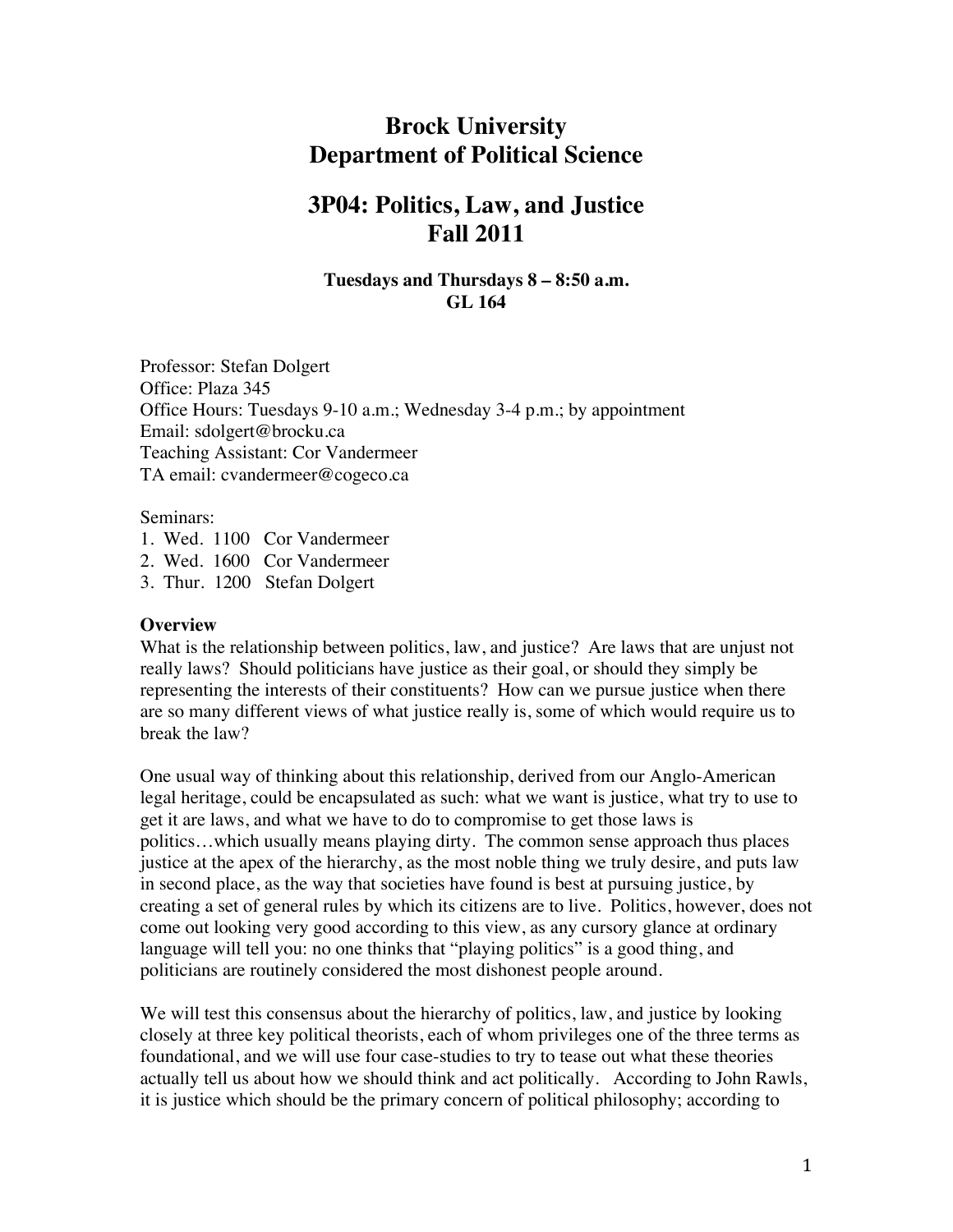# Brock University
# Department of Political Science

## 3P04: Politics, Law, and Justice
## Fall 2011

**Tuesdays and Thursdays 8 – 8:50 a.m.**
**GL 164**

Professor: Stefan Dolgert
Office: Plaza 345
Office Hours: Tuesdays 9-10 a.m.; Wednesday 3-4 p.m.; by appointment
Email: sdolgert@brocku.ca
Teaching Assistant: Cor Vandermeer
TA email: cvandermeer@cogeco.ca

Seminars:
1. Wed. 1100 Cor Vandermeer
2. Wed. 1600 Cor Vandermeer
3. Thur. 1200 Stefan Dolgert

**Overview**

What is the relationship between politics, law, and justice? Are laws that are unjust not really laws? Should politicians have justice as their goal, or should they simply be representing the interests of their constituents? How can we pursue justice when there are so many different views of what justice really is, some of which would require us to break the law?

One usual way of thinking about this relationship, derived from our Anglo-American legal heritage, could be encapsulated as such: what we want is justice, what try to use to get it are laws, and what we have to do to compromise to get those laws is politics…which usually means playing dirty. The common sense approach thus places justice at the apex of the hierarchy, as the most noble thing we truly desire, and puts law in second place, as the way that societies have found is best at pursuing justice, by creating a set of general rules by which its citizens are to live. Politics, however, does not come out looking very good according to this view, as any cursory glance at ordinary language will tell you: no one thinks that "playing politics" is a good thing, and politicians are routinely considered the most dishonest people around.

We will test this consensus about the hierarchy of politics, law, and justice by looking closely at three key political theorists, each of whom privileges one of the three terms as foundational, and we will use four case-studies to try to tease out what these theories actually tell us about how we should think and act politically. According to John Rawls, it is justice which should be the primary concern of political philosophy; according to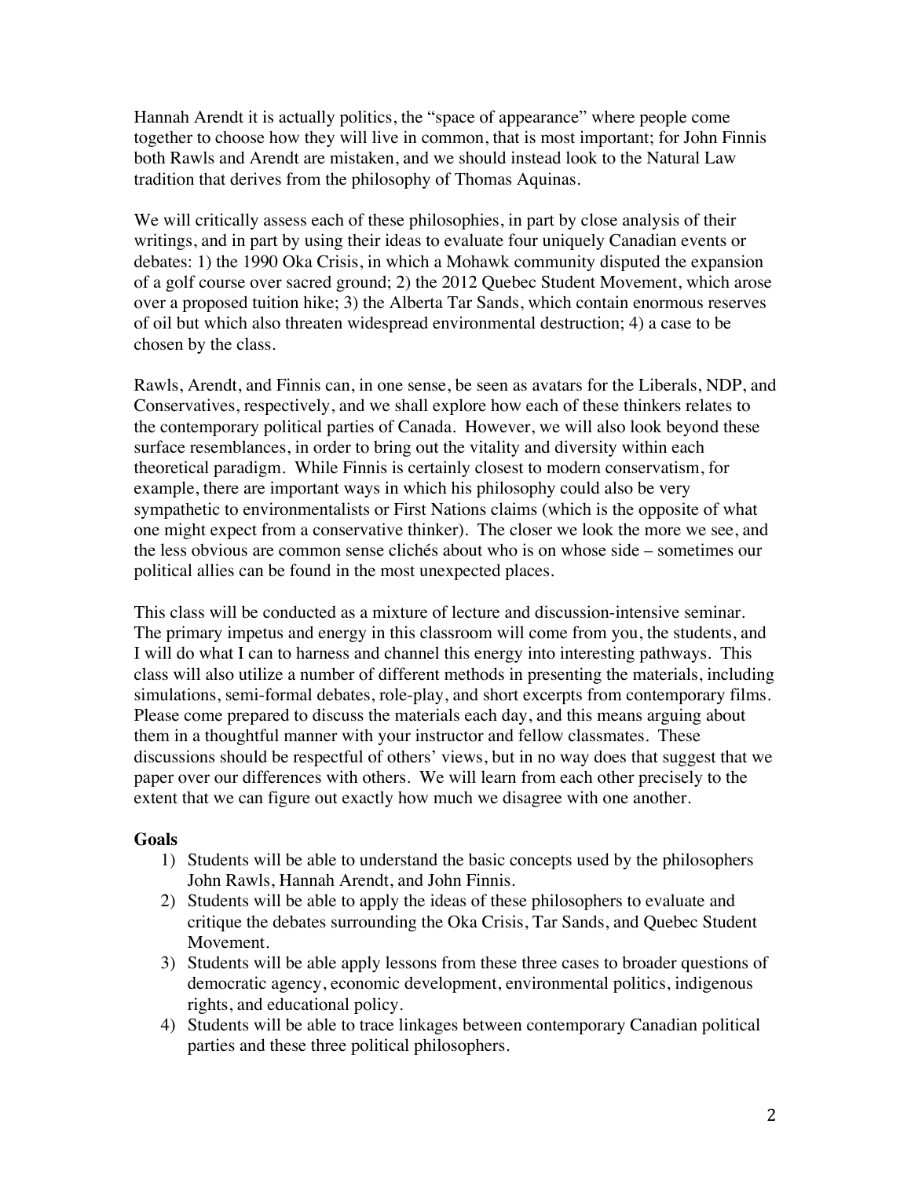Hannah Arendt it is actually politics, the "space of appearance" where people come together to choose how they will live in common, that is most important; for John Finnis both Rawls and Arendt are mistaken, and we should instead look to the Natural Law tradition that derives from the philosophy of Thomas Aquinas.

We will critically assess each of these philosophies, in part by close analysis of their writings, and in part by using their ideas to evaluate four uniquely Canadian events or debates: 1) the 1990 Oka Crisis, in which a Mohawk community disputed the expansion of a golf course over sacred ground; 2) the 2012 Quebec Student Movement, which arose over a proposed tuition hike; 3) the Alberta Tar Sands, which contain enormous reserves of oil but which also threaten widespread environmental destruction; 4) a case to be chosen by the class.

Rawls, Arendt, and Finnis can, in one sense, be seen as avatars for the Liberals, NDP, and Conservatives, respectively, and we shall explore how each of these thinkers relates to the contemporary political parties of Canada. However, we will also look beyond these surface resemblances, in order to bring out the vitality and diversity within each theoretical paradigm. While Finnis is certainly closest to modern conservatism, for example, there are important ways in which his philosophy could also be very sympathetic to environmentalists or First Nations claims (which is the opposite of what one might expect from a conservative thinker). The closer we look the more we see, and the less obvious are common sense clichés about who is on whose side – sometimes our political allies can be found in the most unexpected places.

This class will be conducted as a mixture of lecture and discussion-intensive seminar. The primary impetus and energy in this classroom will come from you, the students, and I will do what I can to harness and channel this energy into interesting pathways. This class will also utilize a number of different methods in presenting the materials, including simulations, semi-formal debates, role-play, and short excerpts from contemporary films. Please come prepared to discuss the materials each day, and this means arguing about them in a thoughtful manner with your instructor and fellow classmates. These discussions should be respectful of others' views, but in no way does that suggest that we paper over our differences with others. We will learn from each other precisely to the extent that we can figure out exactly how much we disagree with one another.

**Goals**

1) Students will be able to understand the basic concepts used by the philosophers John Rawls, Hannah Arendt, and John Finnis.
2) Students will be able to apply the ideas of these philosophers to evaluate and critique the debates surrounding the Oka Crisis, Tar Sands, and Quebec Student Movement.
3) Students will be able apply lessons from these three cases to broader questions of democratic agency, economic development, environmental politics, indigenous rights, and educational policy.
4) Students will be able to trace linkages between contemporary Canadian political parties and these three political philosophers.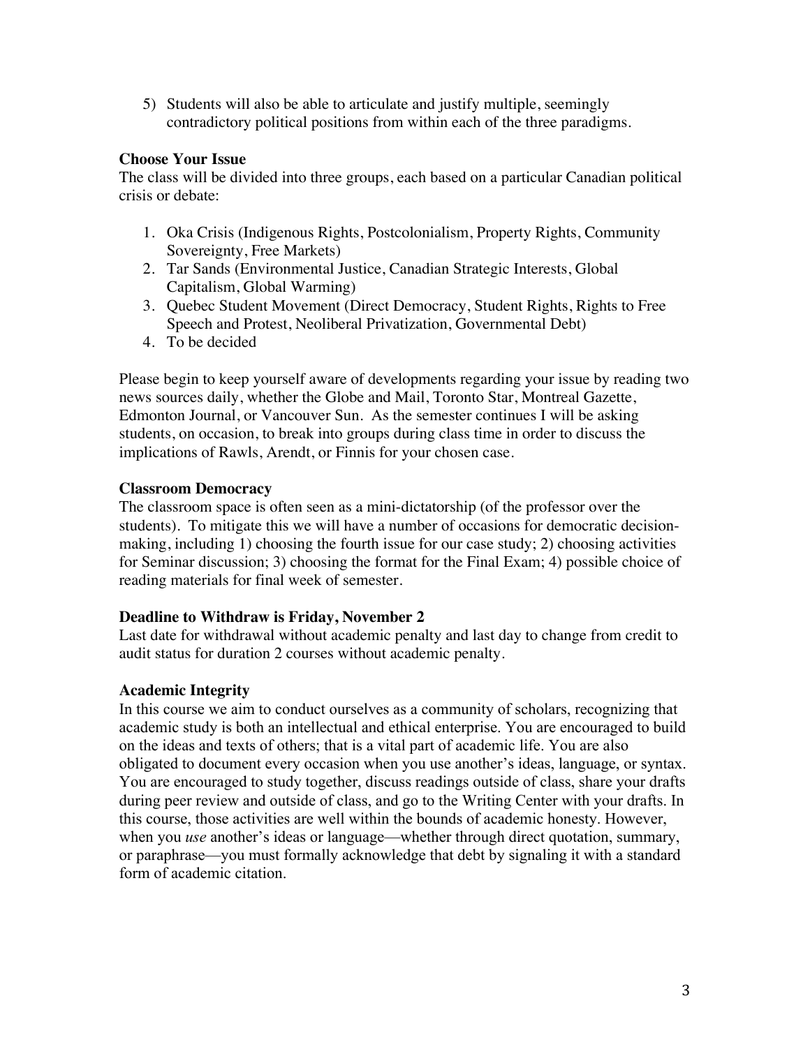5) Students will also be able to articulate and justify multiple, seemingly contradictory political positions from within each of the three paradigms.

### Choose Your Issue

The class will be divided into three groups, each based on a particular Canadian political crisis or debate:

1. Oka Crisis (Indigenous Rights, Postcolonialism, Property Rights, Community Sovereignty, Free Markets)
2. Tar Sands (Environmental Justice, Canadian Strategic Interests, Global Capitalism, Global Warming)
3. Quebec Student Movement (Direct Democracy, Student Rights, Rights to Free Speech and Protest, Neoliberal Privatization, Governmental Debt)
4. To be decided

Please begin to keep yourself aware of developments regarding your issue by reading two news sources daily, whether the Globe and Mail, Toronto Star, Montreal Gazette, Edmonton Journal, or Vancouver Sun. As the semester continues I will be asking students, on occasion, to break into groups during class time in order to discuss the implications of Rawls, Arendt, or Finnis for your chosen case.

### Classroom Democracy

The classroom space is often seen as a mini-dictatorship (of the professor over the students). To mitigate this we will have a number of occasions for democratic decision-making, including 1) choosing the fourth issue for our case study; 2) choosing activities for Seminar discussion; 3) choosing the format for the Final Exam; 4) possible choice of reading materials for final week of semester.

### Deadline to Withdraw is Friday, November 2

Last date for withdrawal without academic penalty and last day to change from credit to audit status for duration 2 courses without academic penalty.

### Academic Integrity

In this course we aim to conduct ourselves as a community of scholars, recognizing that academic study is both an intellectual and ethical enterprise. You are encouraged to build on the ideas and texts of others; that is a vital part of academic life. You are also obligated to document every occasion when you use another's ideas, language, or syntax. You are encouraged to study together, discuss readings outside of class, share your drafts during peer review and outside of class, and go to the Writing Center with your drafts. In this course, those activities are well within the bounds of academic honesty. However, when you *use* another's ideas or language—whether through direct quotation, summary, or paraphrase—you must formally acknowledge that debt by signaling it with a standard form of academic citation.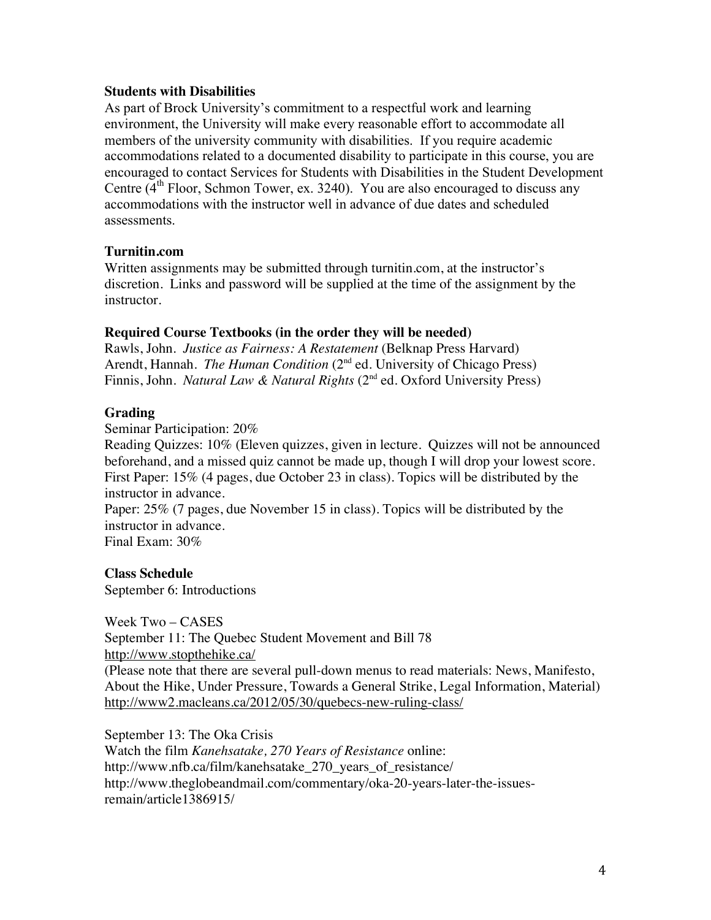### Students with Disabilities

As part of Brock University's commitment to a respectful work and learning environment, the University will make every reasonable effort to accommodate all members of the university community with disabilities. If you require academic accommodations related to a documented disability to participate in this course, you are encouraged to contact Services for Students with Disabilities in the Student Development Centre (4th Floor, Schmon Tower, ex. 3240). You are also encouraged to discuss any accommodations with the instructor well in advance of due dates and scheduled assessments.

### Turnitin.com

Written assignments may be submitted through turnitin.com, at the instructor's discretion. Links and password will be supplied at the time of the assignment by the instructor.

### Required Course Textbooks (in the order they will be needed)

Rawls, John. *Justice as Fairness: A Restatement* (Belknap Press Harvard)
Arendt, Hannah. *The Human Condition* (2nd ed. University of Chicago Press)
Finnis, John. *Natural Law & Natural Rights* (2nd ed. Oxford University Press)

### Grading

Seminar Participation: 20%
Reading Quizzes: 10% (Eleven quizzes, given in lecture. Quizzes will not be announced beforehand, and a missed quiz cannot be made up, though I will drop your lowest score.
First Paper: 15% (4 pages, due October 23 in class). Topics will be distributed by the instructor in advance.
Paper: 25% (7 pages, due November 15 in class). Topics will be distributed by the instructor in advance.
Final Exam: 30%

### Class Schedule

September 6: Introductions

Week Two – CASES
September 11: The Quebec Student Movement and Bill 78
http://www.stopthehike.ca/
(Please note that there are several pull-down menus to read materials: News, Manifesto, About the Hike, Under Pressure, Towards a General Strike, Legal Information, Material)
http://www2.macleans.ca/2012/05/30/quebecs-new-ruling-class/

September 13: The Oka Crisis
Watch the film *Kanehsatake, 270 Years of Resistance* online:
http://www.nfb.ca/film/kanehsatake_270_years_of_resistance/
http://www.theglobeandmail.com/commentary/oka-20-years-later-the-issues-remain/article1386915/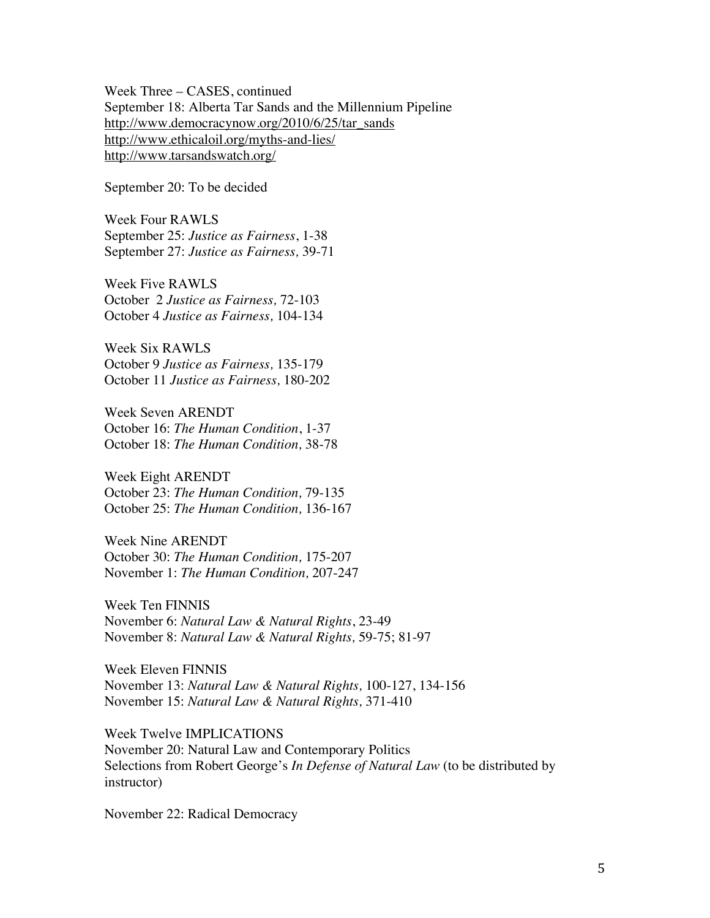Week Three – CASES, continued
September 18: Alberta Tar Sands and the Millennium Pipeline
http://www.democracynow.org/2010/6/25/tar_sands
http://www.ethicaloil.org/myths-and-lies/
http://www.tarsandswatch.org/

September 20: To be decided

Week Four RAWLS
September 25: *Justice as Fairness*, 1-38
September 27: *Justice as Fairness,* 39-71

Week Five RAWLS
October 2 *Justice as Fairness,* 72-103
October 4 *Justice as Fairness,* 104-134

Week Six RAWLS
October 9 *Justice as Fairness,* 135-179
October 11 *Justice as Fairness,* 180-202

Week Seven ARENDT
October 16: *The Human Condition*, 1-37
October 18: *The Human Condition,* 38-78

Week Eight ARENDT
October 23: *The Human Condition,* 79-135
October 25: *The Human Condition,* 136-167

Week Nine ARENDT
October 30: *The Human Condition,* 175-207
November 1: *The Human Condition,* 207-247

Week Ten FINNIS
November 6: *Natural Law & Natural Rights*, 23-49
November 8: *Natural Law & Natural Rights,* 59-75; 81-97

Week Eleven FINNIS
November 13: *Natural Law & Natural Rights,* 100-127, 134-156
November 15: *Natural Law & Natural Rights,* 371-410

Week Twelve IMPLICATIONS
November 20: Natural Law and Contemporary Politics
Selections from Robert George's *In Defense of Natural Law* (to be distributed by instructor)

November 22: Radical Democracy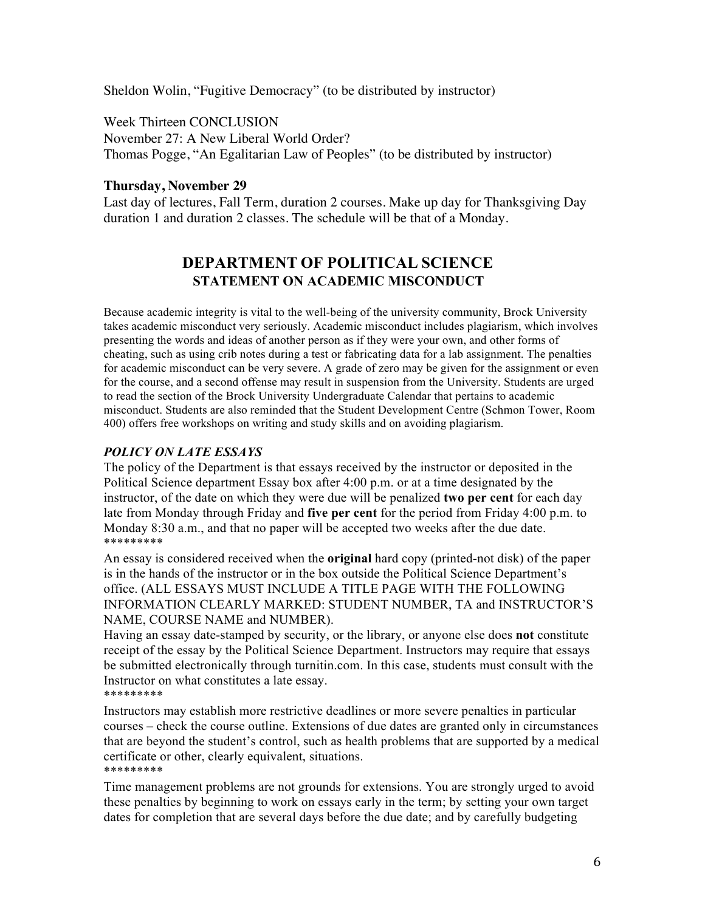Sheldon Wolin, "Fugitive Democracy" (to be distributed by instructor)

Week Thirteen CONCLUSION
November 27: A New Liberal World Order?
Thomas Pogge, "An Egalitarian Law of Peoples" (to be distributed by instructor)

**Thursday, November 29**
Last day of lectures, Fall Term, duration 2 courses. Make up day for Thanksgiving Day duration 1 and duration 2 classes. The schedule will be that of a Monday.

## DEPARTMENT OF POLITICAL SCIENCE
### STATEMENT ON ACADEMIC MISCONDUCT

Because academic integrity is vital to the well-being of the university community, Brock University takes academic misconduct very seriously. Academic misconduct includes plagiarism, which involves presenting the words and ideas of another person as if they were your own, and other forms of cheating, such as using crib notes during a test or fabricating data for a lab assignment. The penalties for academic misconduct can be very severe. A grade of zero may be given for the assignment or even for the course, and a second offense may result in suspension from the University. Students are urged to read the section of the Brock University Undergraduate Calendar that pertains to academic misconduct. Students are also reminded that the Student Development Centre (Schmon Tower, Room 400) offers free workshops on writing and study skills and on avoiding plagiarism.

***POLICY ON LATE ESSAYS***

The policy of the Department is that essays received by the instructor or deposited in the Political Science department Essay box after 4:00 p.m. or at a time designated by the instructor, of the date on which they were due will be penalized **two per cent** for each day late from Monday through Friday and **five per cent** for the period from Friday 4:00 p.m. to Monday 8:30 a.m., and that no paper will be accepted two weeks after the due date.
*********

An essay is considered received when the **original** hard copy (printed-not disk) of the paper is in the hands of the instructor or in the box outside the Political Science Department's office. (ALL ESSAYS MUST INCLUDE A TITLE PAGE WITH THE FOLLOWING INFORMATION CLEARLY MARKED: STUDENT NUMBER, TA and INSTRUCTOR'S NAME, COURSE NAME and NUMBER).
Having an essay date-stamped by security, or the library, or anyone else does **not** constitute receipt of the essay by the Political Science Department. Instructors may require that essays be submitted electronically through turnitin.com. In this case, students must consult with the Instructor on what constitutes a late essay.
*********

Instructors may establish more restrictive deadlines or more severe penalties in particular courses – check the course outline. Extensions of due dates are granted only in circumstances that are beyond the student's control, such as health problems that are supported by a medical certificate or other, clearly equivalent, situations.
*********

Time management problems are not grounds for extensions. You are strongly urged to avoid these penalties by beginning to work on essays early in the term; by setting your own target dates for completion that are several days before the due date; and by carefully budgeting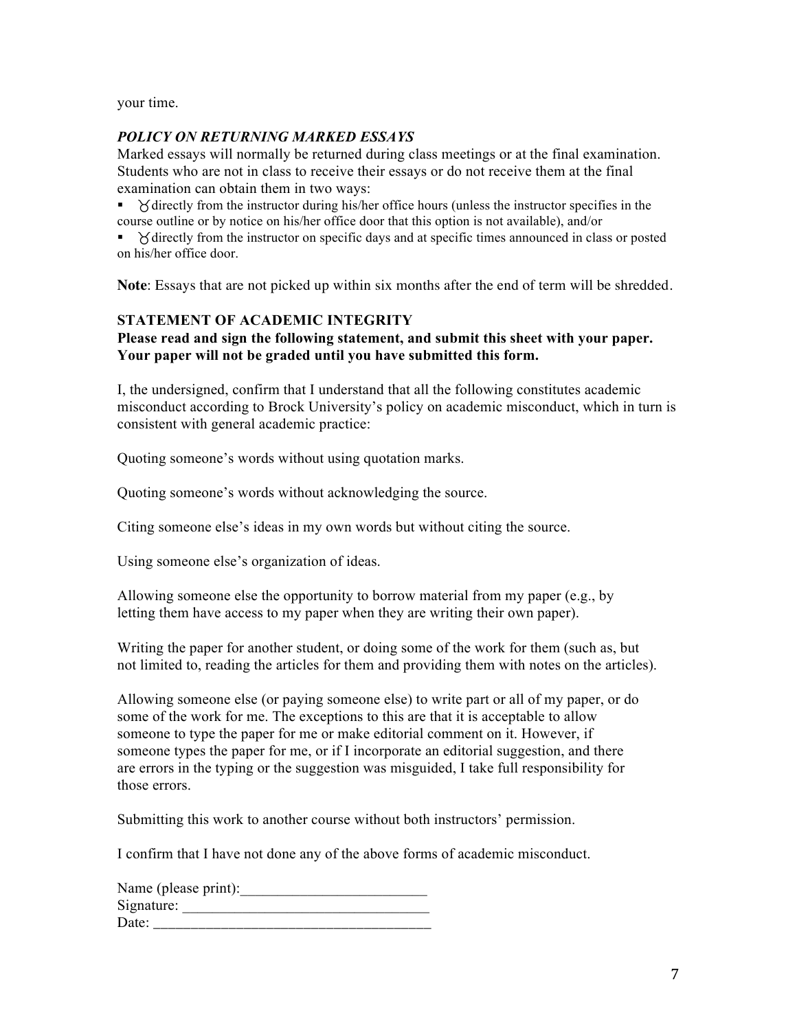your time.

***POLICY ON RETURNING MARKED ESSAYS***

Marked essays will normally be returned during class meetings or at the final examination. Students who are not in class to receive their essays or do not receive them at the final examination can obtain them in two ways:

- directly from the instructor during his/her office hours (unless the instructor specifies in the course outline or by notice on his/her office door that this option is not available), and/or
- directly from the instructor on specific days and at specific times announced in class or posted on his/her office door.

**Note**: Essays that are not picked up within six months after the end of term will be shredded.

**STATEMENT OF ACADEMIC INTEGRITY**

**Please read and sign the following statement, and submit this sheet with your paper. Your paper will not be graded until you have submitted this form.**

I, the undersigned, confirm that I understand that all the following constitutes academic misconduct according to Brock University's policy on academic misconduct, which in turn is consistent with general academic practice:

Quoting someone's words without using quotation marks.

Quoting someone's words without acknowledging the source.

Citing someone else's ideas in my own words but without citing the source.

Using someone else's organization of ideas.

Allowing someone else the opportunity to borrow material from my paper (e.g., by letting them have access to my paper when they are writing their own paper).

Writing the paper for another student, or doing some of the work for them (such as, but not limited to, reading the articles for them and providing them with notes on the articles).

Allowing someone else (or paying someone else) to write part or all of my paper, or do some of the work for me. The exceptions to this are that it is acceptable to allow someone to type the paper for me or make editorial comment on it. However, if someone types the paper for me, or if I incorporate an editorial suggestion, and there are errors in the typing or the suggestion was misguided, I take full responsibility for those errors.

Submitting this work to another course without both instructors' permission.

I confirm that I have not done any of the above forms of academic misconduct.

Name (please print):_________________________
Signature: _________________________________
Date: ______________________________________